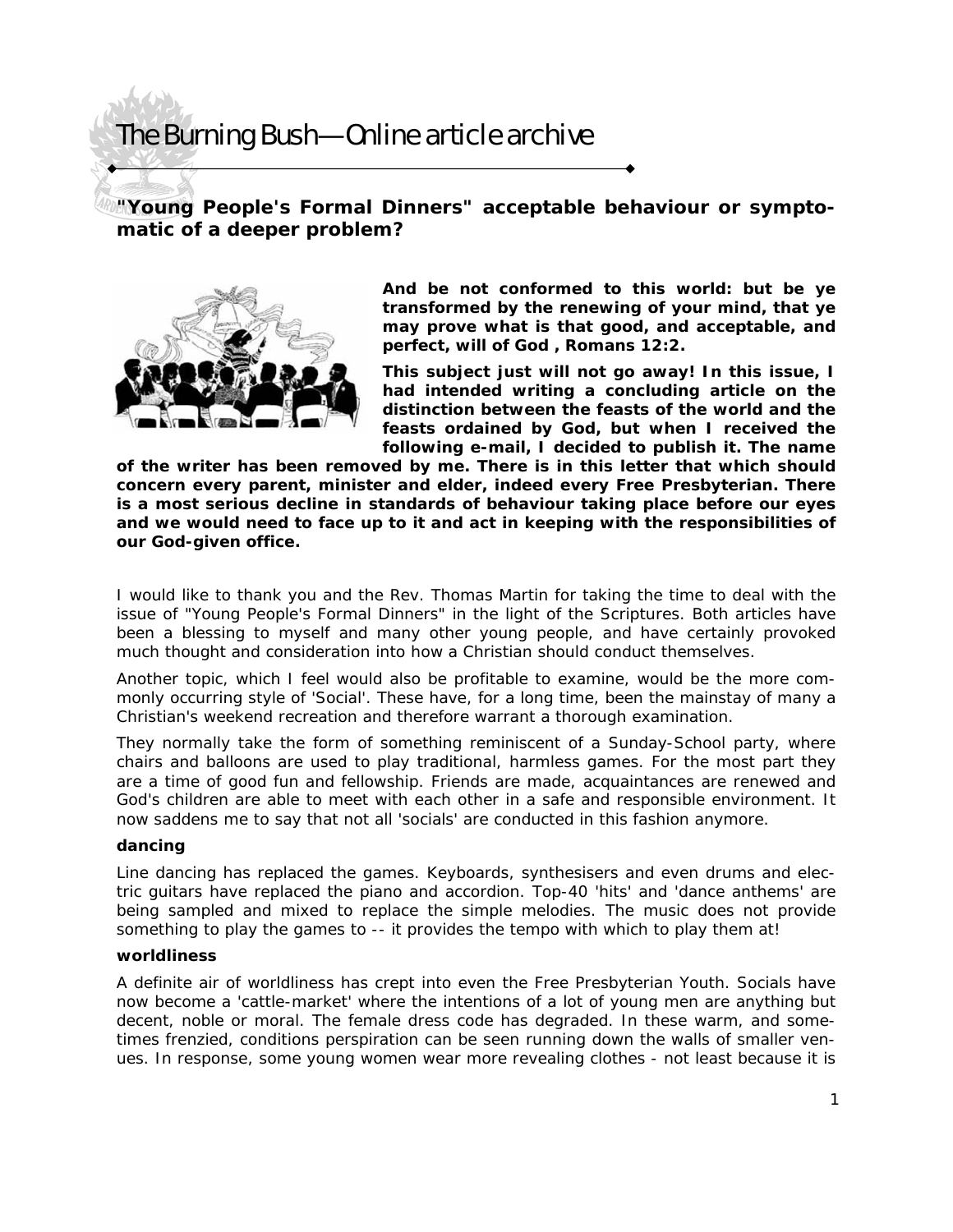# The Burning Bush—Online article archive

## "Young People's Formal Dinners" acceptable behaviour or symptomatic of a deeper problem?

**And be not conformed to this world: but be ye transformed by the renewing of your mind, that ye may prove what is that good, and acceptable, and perfect, will of God , Romans 12:2.**

**This subject just will not go away! In this issue, I had intended writing a concluding article on the distinction between the feasts of the world and the feasts ordained by God, but when I received the following e-mail, I decided to publish it. The name of the writer has been removed by me. There is in this letter that which should concern every parent, minister and elder, indeed every Free Presbyterian. There is a most serious decline in standards of behaviour taking place before our eyes and we would need to face up to it and act in keeping with the responsibilities of our God-given office.**

I would like to thank you and the Rev. Thomas Martin for taking the time to deal with the issue of "Young People's Formal Dinners" in the light of the Scriptures. Both articles have been a blessing to myself and many other young people, and have certainly provoked much thought and consideration into how a Christian should conduct themselves.

Another topic, which I feel would also be profitable to examine, would be the more commonly occurring style of 'Social'. These have, for a long time, been the mainstay of many a Christian's weekend recreation and therefore warrant a thorough examination.

They normally take the form of something reminiscent of a Sunday-School party, where chairs and balloons are used to play traditional, harmless games. For the most part they are a time of good fun and fellowship. Friends are made, acquaintances are renewed and God's children are able to meet with each other in a safe and responsible environment. It now saddens me to say that not all 'socials' are conducted in this fashion anymore.

**dancing**

Line dancing has replaced the games. Keyboards, synthesisers and even drums and electric guitars have replaced the piano and accordion. Top-40 'hits' and 'dance anthems' are being sampled and mixed to replace the simple melodies. The music does not provide something to play the games to -- it provides the tempo with which to play them at!

**worldliness**

A definite air of worldliness has crept into even the Free Presbyterian Youth. Socials have now become a 'cattle-market' where the intentions of a lot of young men are anything but decent, noble or moral. The female dress code has degraded. In these warm, and sometimes frenzied, conditions perspiration can be seen running down the walls of smaller venues. In response, some young women wear more revealing clothes - not least because it is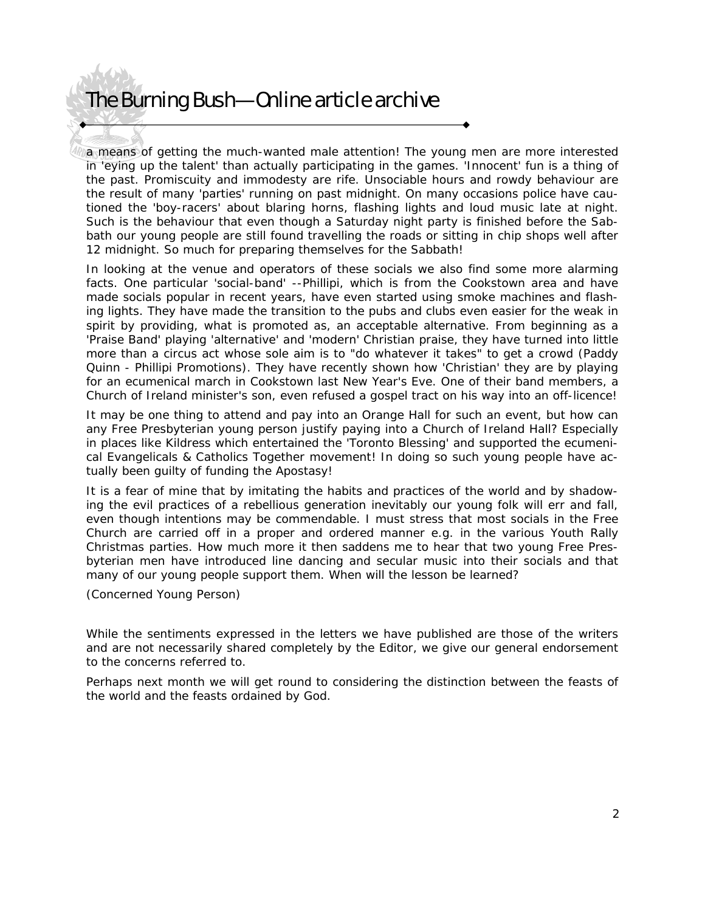a means of getting the much-wanted male attention! The young men are more interested in 'eying up the talent' than actually participating in the games. 'Innocent' fun is a thing of the past. Promiscuity and immodesty are rife. Unsociable hours and rowdy behaviour are the result of many 'parties' running on past midnight. On many occasions police have cautioned the 'boy-racers' about blaring horns, flashing lights and loud music late at night. Such is the behaviour that even though a Saturday night party is finished before the Sabbath our young people are still found travelling the roads or sitting in chip shops well after 12 midnight. So much for preparing themselves for the Sabbath!

In looking at the venue and operators of these socials we also find some more alarming facts. One particular 'social-band' --Phillipi, which is from the Cookstown area and have made socials popular in recent years, have even started using smoke machines and flashing lights. They have made the transition to the pubs and clubs even easier for the weak in spirit by providing, what is promoted as, an acceptable alternative. From beginning as a 'Praise Band' playing 'alternative' and 'modern' Christian praise, they have turned into little more than a circus act whose sole aim is to "do whatever it takes" to get a crowd (Paddy Quinn - Phillipi Promotions). They have recently shown how 'Christian' they are by playing for an ecumenical march in Cookstown last New Year's Eve. One of their band members, a Church of Ireland minister's son, even refused a gospel tract on his way into an off-licence!

It may be one thing to attend and pay into an Orange Hall for such an event, but how can any Free Presbyterian young person justify paying into a Church of Ireland Hall? Especially in places like Kildress which entertained the 'Toronto Blessing' and supported the ecumenical Evangelicals & Catholics Together movement! In doing so such young people have actually been guilty of funding the Apostasy!

It is a fear of mine that by imitating the habits and practices of the world and by shadowing the evil practices of a rebellious generation inevitably our young folk will err and fall, even though intentions may be commendable. I must stress that most socials in the Free Church are carried off in a proper and ordered manner e.g. in the various Youth Rally Christmas parties. How much more it then saddens me to hear that two young Free Presbyterian men have introduced line dancing and secular music into their socials and that many of our young people support them. When will the lesson be learned?

(Concerned Young Person)

While the sentiments expressed in the letters we have published are those of the writers and are not necessarily shared completely by the Editor, we give our general endorsement to the concerns referred to.

Perhaps next month we will get round to considering the distinction between the feasts of the world and the feasts ordained by God.